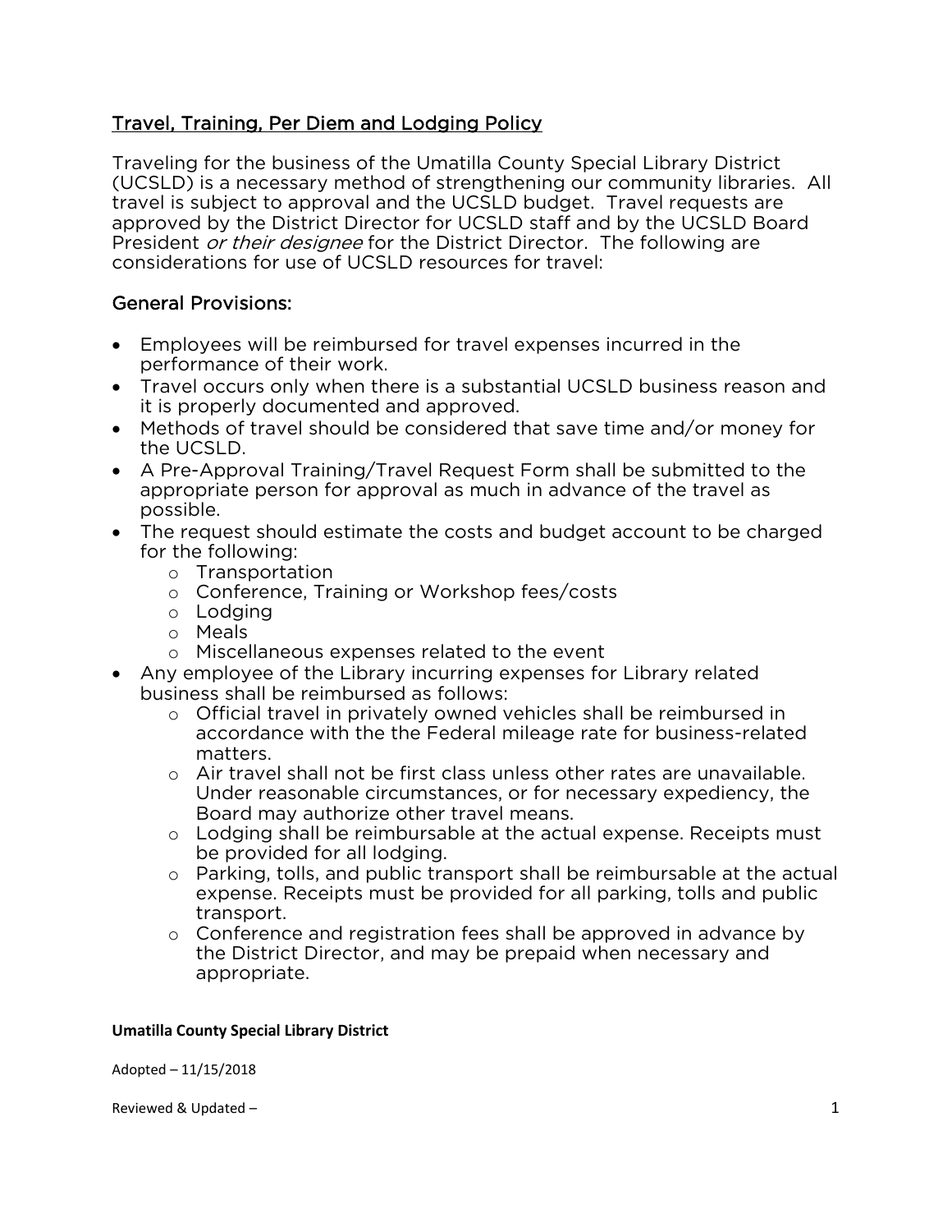# Travel, Training, Per Diem and Lodging Policy

Traveling for the business of the Umatilla County Special Library District (UCSLD) is a necessary method of strengthening our community libraries. All travel is subject to approval and the UCSLD budget. Travel requests are approved by the District Director for UCSLD staff and by the UCSLD Board President *or their designee* for the District Director. The following are considerations for use of UCSLD resources for travel:

## General Provisions:

- Employees will be reimbursed for travel expenses incurred in the performance of their work.
- Travel occurs only when there is a substantial UCSLD business reason and it is properly documented and approved.
- Methods of travel should be considered that save time and/or money for the UCSLD.
- A Pre-Approval Training/Travel Request Form shall be submitted to the appropriate person for approval as much in advance of the travel as possible.
- The request should estimate the costs and budget account to be charged for the following:
  - Transportation
  - Conference, Training or Workshop fees/costs
  - Lodging
  - Meals
  - Miscellaneous expenses related to the event
- Any employee of the Library incurring expenses for Library related business shall be reimbursed as follows:
  - Official travel in privately owned vehicles shall be reimbursed in accordance with the the Federal mileage rate for business-related matters.
  - Air travel shall not be first class unless other rates are unavailable. Under reasonable circumstances, or for necessary expediency, the Board may authorize other travel means.
  - Lodging shall be reimbursable at the actual expense. Receipts must be provided for all lodging.
  - Parking, tolls, and public transport shall be reimbursable at the actual expense. Receipts must be provided for all parking, tolls and public transport.
  - Conference and registration fees shall be approved in advance by the District Director, and may be prepaid when necessary and appropriate.

**Umatilla County Special Library District**

Adopted – 11/15/2018

Reviewed & Updated –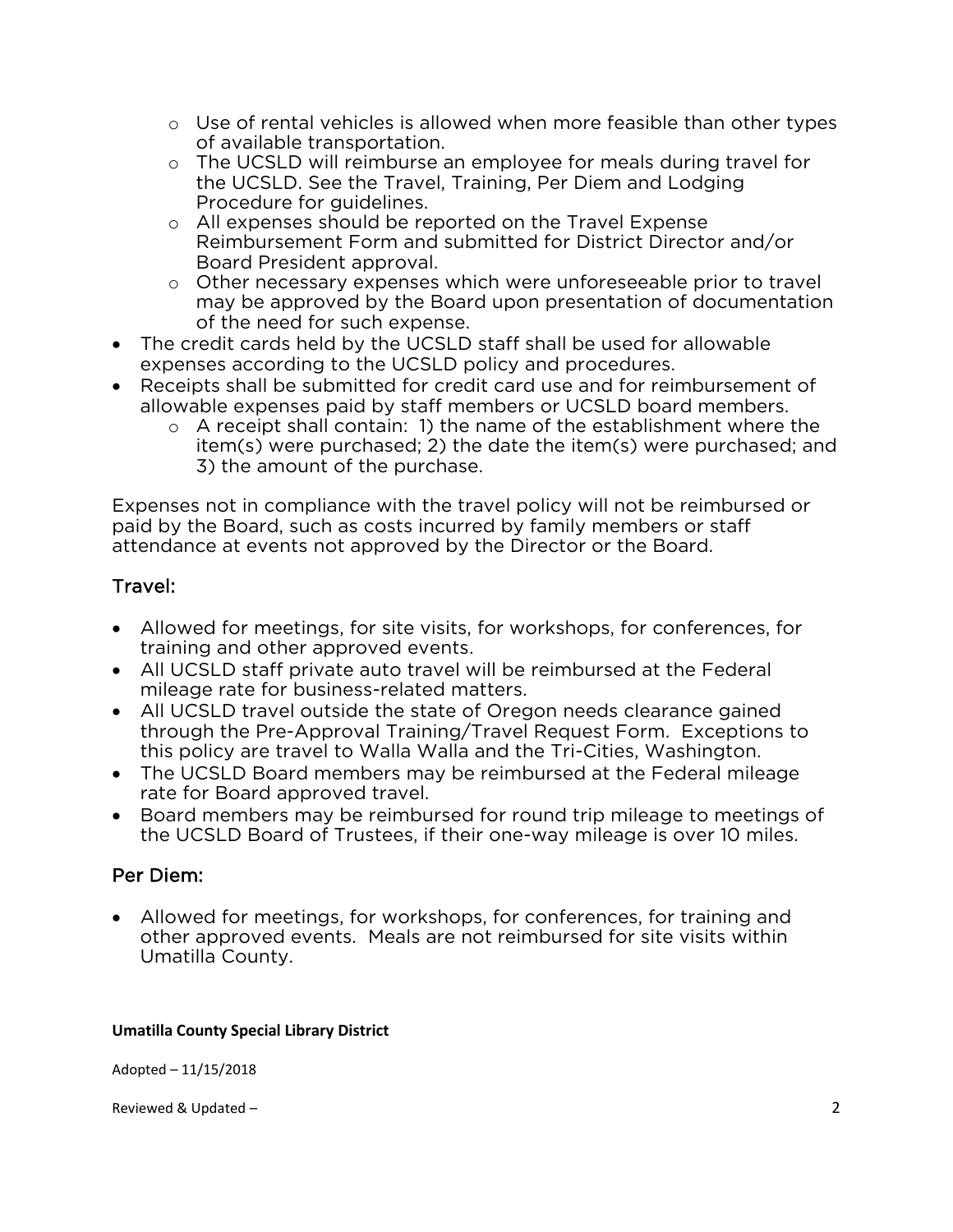- Use of rental vehicles is allowed when more feasible than other types of available transportation.
  - The UCSLD will reimburse an employee for meals during travel for the UCSLD. See the Travel, Training, Per Diem and Lodging Procedure for guidelines.
  - All expenses should be reported on the Travel Expense Reimbursement Form and submitted for District Director and/or Board President approval.
  - Other necessary expenses which were unforeseeable prior to travel may be approved by the Board upon presentation of documentation of the need for such expense.
- The credit cards held by the UCSLD staff shall be used for allowable expenses according to the UCSLD policy and procedures.
- Receipts shall be submitted for credit card use and for reimbursement of allowable expenses paid by staff members or UCSLD board members.
  - A receipt shall contain: 1) the name of the establishment where the item(s) were purchased; 2) the date the item(s) were purchased; and 3) the amount of the purchase.

Expenses not in compliance with the travel policy will not be reimbursed or paid by the Board, such as costs incurred by family members or staff attendance at events not approved by the Director or the Board.

## Travel:

- Allowed for meetings, for site visits, for workshops, for conferences, for training and other approved events.
- All UCSLD staff private auto travel will be reimbursed at the Federal mileage rate for business-related matters.
- All UCSLD travel outside the state of Oregon needs clearance gained through the Pre-Approval Training/Travel Request Form. Exceptions to this policy are travel to Walla Walla and the Tri-Cities, Washington.
- The UCSLD Board members may be reimbursed at the Federal mileage rate for Board approved travel.
- Board members may be reimbursed for round trip mileage to meetings of the UCSLD Board of Trustees, if their one-way mileage is over 10 miles.

## Per Diem:

- Allowed for meetings, for workshops, for conferences, for training and other approved events. Meals are not reimbursed for site visits within Umatilla County.

**Umatilla County Special Library District**

Adopted – 11/15/2018

Reviewed & Updated –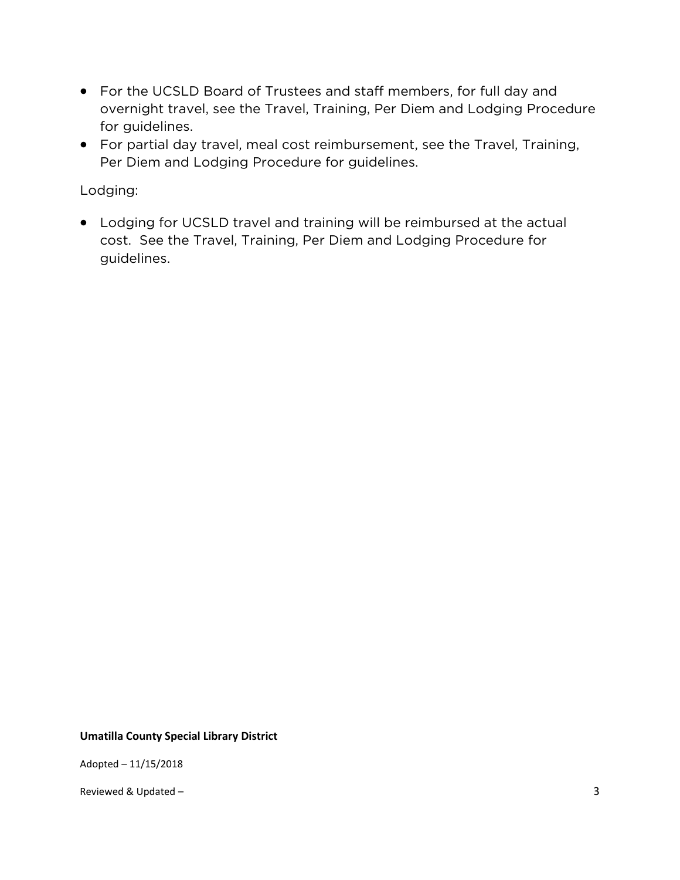- For the UCSLD Board of Trustees and staff members, for full day and overnight travel, see the Travel, Training, Per Diem and Lodging Procedure for guidelines.
- For partial day travel, meal cost reimbursement, see the Travel, Training, Per Diem and Lodging Procedure for guidelines.

Lodging:

- Lodging for UCSLD travel and training will be reimbursed at the actual cost. See the Travel, Training, Per Diem and Lodging Procedure for guidelines.

**Umatilla County Special Library District**

Adopted – 11/15/2018

Reviewed & Updated –